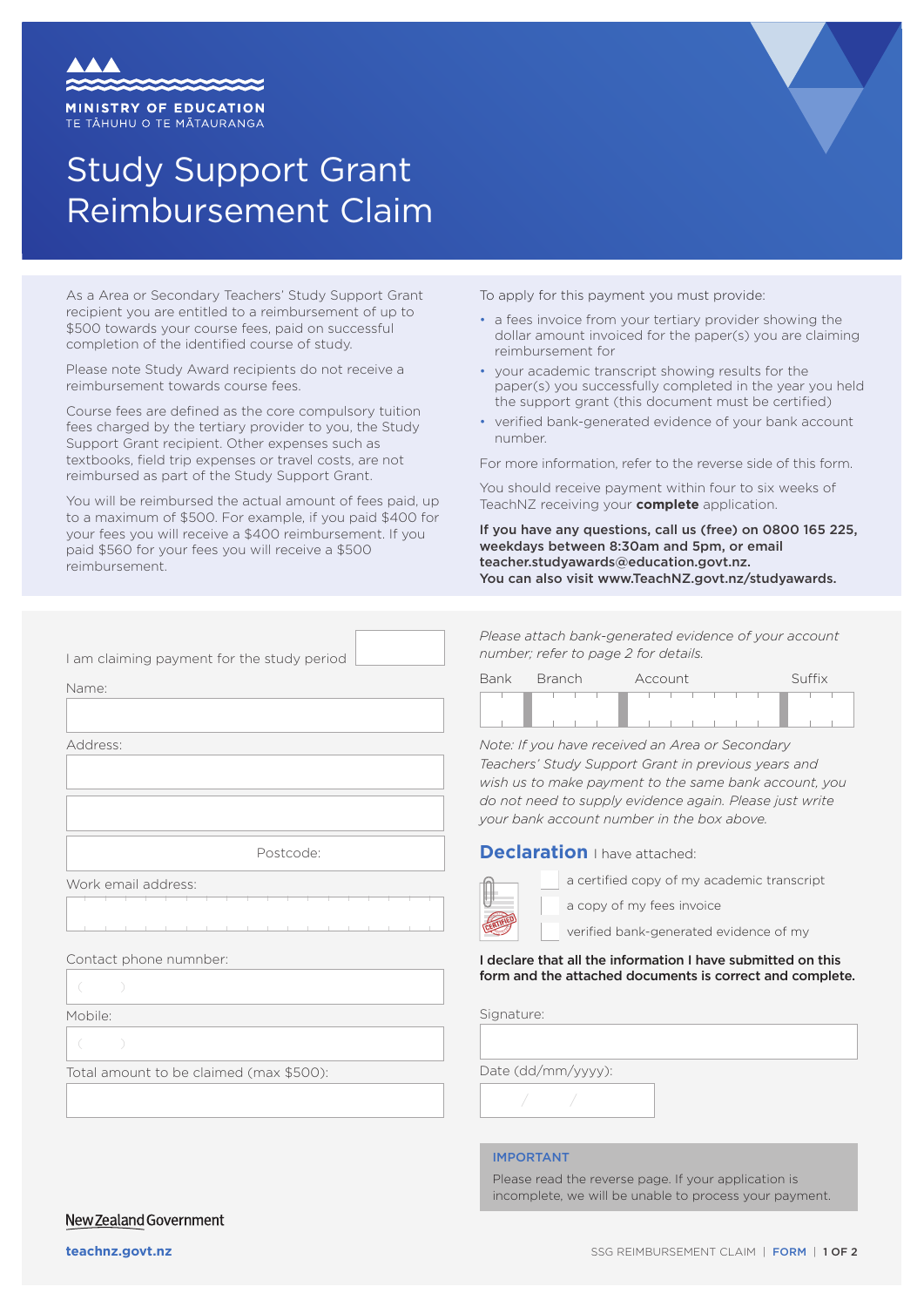MINISTRY OF EDUCATION
TE TĀHUHU O TE MĀTAURANGA

# Study Support Grant Reimbursement Claim

As a Area or Secondary Teachers' Study Support Grant recipient you are entitled to a reimbursement of up to $500 towards your course fees, paid on successful completion of the identified course of study.

Please note Study Award recipients do not receive a reimbursement towards course fees.

Course fees are defined as the core compulsory tuition fees charged by the tertiary provider to you, the Study Support Grant recipient. Other expenses such as textbooks, field trip expenses or travel costs, are not reimbursed as part of the Study Support Grant.

You will be reimbursed the actual amount of fees paid, up to a maximum of $500. For example, if you paid $400 for your fees you will receive a $400 reimbursement. If you paid $560 for your fees you will receive a $500 reimbursement.

To apply for this payment you must provide:

- a fees invoice from your tertiary provider showing the dollar amount invoiced for the paper(s) you are claiming reimbursement for
- your academic transcript showing results for the paper(s) you successfully completed in the year you held the support grant (this document must be certified)
- verified bank-generated evidence of your bank account number.

For more information, refer to the reverse side of this form.

You should receive payment within four to six weeks of TeachNZ receiving your **complete** application.

**If you have any questions, call us (free) on 0800 165 225, weekdays between 8:30am and 5pm, or email teacher.studyawards@education.govt.nz.**
**You can also visit www.TeachNZ.govt.nz/studyawards.**

I am claiming payment for the study period

Name:

Address:

Postcode:

Work email address:

Contact phone numnber:

Mobile:

Total amount to be claimed (max $500):

*Please attach bank-generated evidence of your account number; refer to page 2 for details.*

| Bank | Branch | Account | Suffix |
|---|---|---|---|
| | | | |

*Note: If you have received an Area or Secondary Teachers' Study Support Grant in previous years and wish us to make payment to the same bank account, you do not need to supply evidence again. Please just write your bank account number in the box above.*

## Declaration

I have attached:

- ☐ a certified copy of my academic transcript
- ☐ a copy of my fees invoice
- ☐ verified bank-generated evidence of my

**I declare that all the information I have submitted on this form and the attached documents is correct and complete.**

Signature:

Date (dd/mm/yyyy):

IMPORTANT

Please read the reverse page. If your application is incomplete, we will be unable to process your payment.

New Zealand Government

teachnz.govt.nz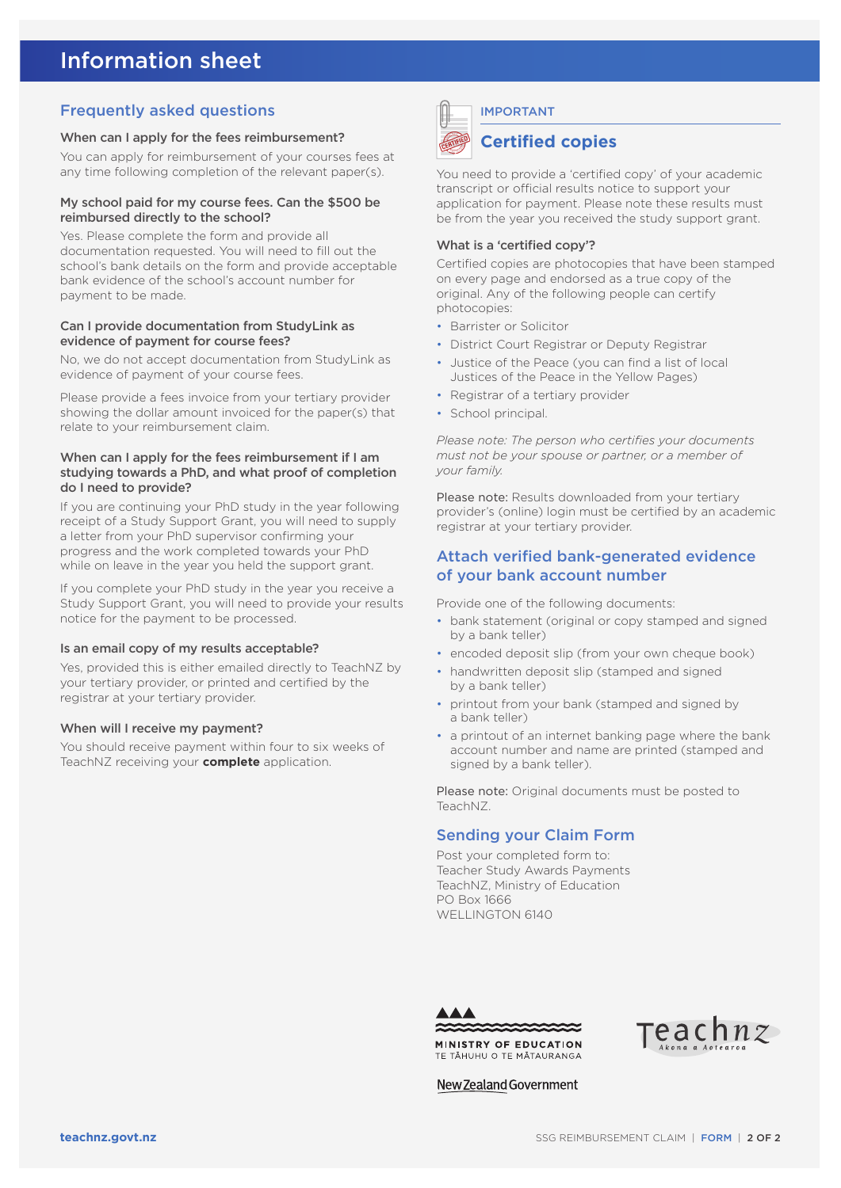# Information sheet

## Frequently asked questions

### When can I apply for the fees reimbursement?

You can apply for reimbursement of your courses fees at any time following completion of the relevant paper(s).

### My school paid for my course fees. Can the $500 be reimbursed directly to the school?

Yes. Please complete the form and provide all documentation requested. You will need to fill out the school's bank details on the form and provide acceptable bank evidence of the school's account number for payment to be made.

### Can I provide documentation from StudyLink as evidence of payment for course fees?

No, we do not accept documentation from StudyLink as evidence of payment of your course fees.

Please provide a fees invoice from your tertiary provider showing the dollar amount invoiced for the paper(s) that relate to your reimbursement claim.

### When can I apply for the fees reimbursement if I am studying towards a PhD, and what proof of completion do I need to provide?

If you are continuing your PhD study in the year following receipt of a Study Support Grant, you will need to supply a letter from your PhD supervisor confirming your progress and the work completed towards your PhD while on leave in the year you held the support grant.

If you complete your PhD study in the year you receive a Study Support Grant, you will need to provide your results notice for the payment to be processed.

### Is an email copy of my results acceptable?

Yes, provided this is either emailed directly to TeachNZ by your tertiary provider, or printed and certified by the registrar at your tertiary provider.

### When will I receive my payment?

You should receive payment within four to six weeks of TeachNZ receiving your **complete** application.

IMPORTANT

## Certified copies

You need to provide a 'certified copy' of your academic transcript or official results notice to support your application for payment. Please note these results must be from the year you received the study support grant.

### What is a 'certified copy'?

Certified copies are photocopies that have been stamped on every page and endorsed as a true copy of the original. Any of the following people can certify photocopies:

- Barrister or Solicitor
- District Court Registrar or Deputy Registrar
- Justice of the Peace (you can find a list of local Justices of the Peace in the Yellow Pages)
- Registrar of a tertiary provider
- School principal.

*Please note: The person who certifies your documents must not be your spouse or partner, or a member of your family.*

Please note: Results downloaded from your tertiary provider's (online) login must be certified by an academic registrar at your tertiary provider.

## Attach verified bank-generated evidence of your bank account number

Provide one of the following documents:

- bank statement (original or copy stamped and signed by a bank teller)
- encoded deposit slip (from your own cheque book)
- handwritten deposit slip (stamped and signed by a bank teller)
- printout from your bank (stamped and signed by a bank teller)
- a printout of an internet banking page where the bank account number and name are printed (stamped and signed by a bank teller).

Please note: Original documents must be posted to TeachNZ.

## Sending your Claim Form

Post your completed form to:
Teacher Study Awards Payments
TeachNZ, Ministry of Education
PO Box 1666
WELLINGTON 6140

MINISTRY OF EDUCATION
TE TĀHUHU O TE MĀTAURANGA

New Zealand Government

Teachnz Akona a Aotearoa

teachnz.govt.nz